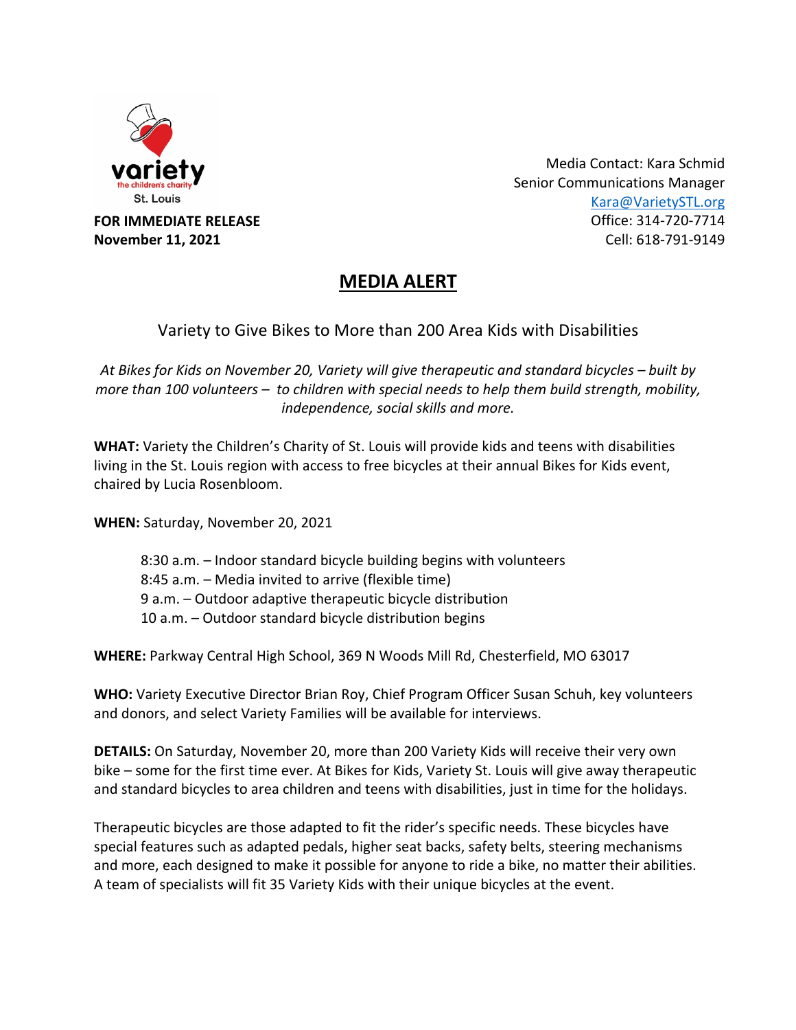variety
the children's charity
St. Louis

**FOR IMMEDIATE RELEASE**
**November 11, 2021**

Media Contact: Kara Schmid
Senior Communications Manager
Kara@VarietySTL.org
Office: 314-720-7714
Cell: 618-791-9149

# MEDIA ALERT

## Variety to Give Bikes to More than 200 Area Kids with Disabilities

*At Bikes for Kids on November 20, Variety will give therapeutic and standard bicycles – built by more than 100 volunteers – to children with special needs to help them build strength, mobility, independence, social skills and more.*

**WHAT:** Variety the Children's Charity of St. Louis will provide kids and teens with disabilities living in the St. Louis region with access to free bicycles at their annual Bikes for Kids event, chaired by Lucia Rosenbloom.

**WHEN:** Saturday, November 20, 2021

- 8:30 a.m. – Indoor standard bicycle building begins with volunteers
- 8:45 a.m. – Media invited to arrive (flexible time)
- 9 a.m. – Outdoor adaptive therapeutic bicycle distribution
- 10 a.m. – Outdoor standard bicycle distribution begins

**WHERE:** Parkway Central High School, 369 N Woods Mill Rd, Chesterfield, MO 63017

**WHO:** Variety Executive Director Brian Roy, Chief Program Officer Susan Schuh, key volunteers and donors, and select Variety Families will be available for interviews.

**DETAILS:** On Saturday, November 20, more than 200 Variety Kids will receive their very own bike – some for the first time ever. At Bikes for Kids, Variety St. Louis will give away therapeutic and standard bicycles to area children and teens with disabilities, just in time for the holidays.

Therapeutic bicycles are those adapted to fit the rider's specific needs. These bicycles have special features such as adapted pedals, higher seat backs, safety belts, steering mechanisms and more, each designed to make it possible for anyone to ride a bike, no matter their abilities. A team of specialists will fit 35 Variety Kids with their unique bicycles at the event.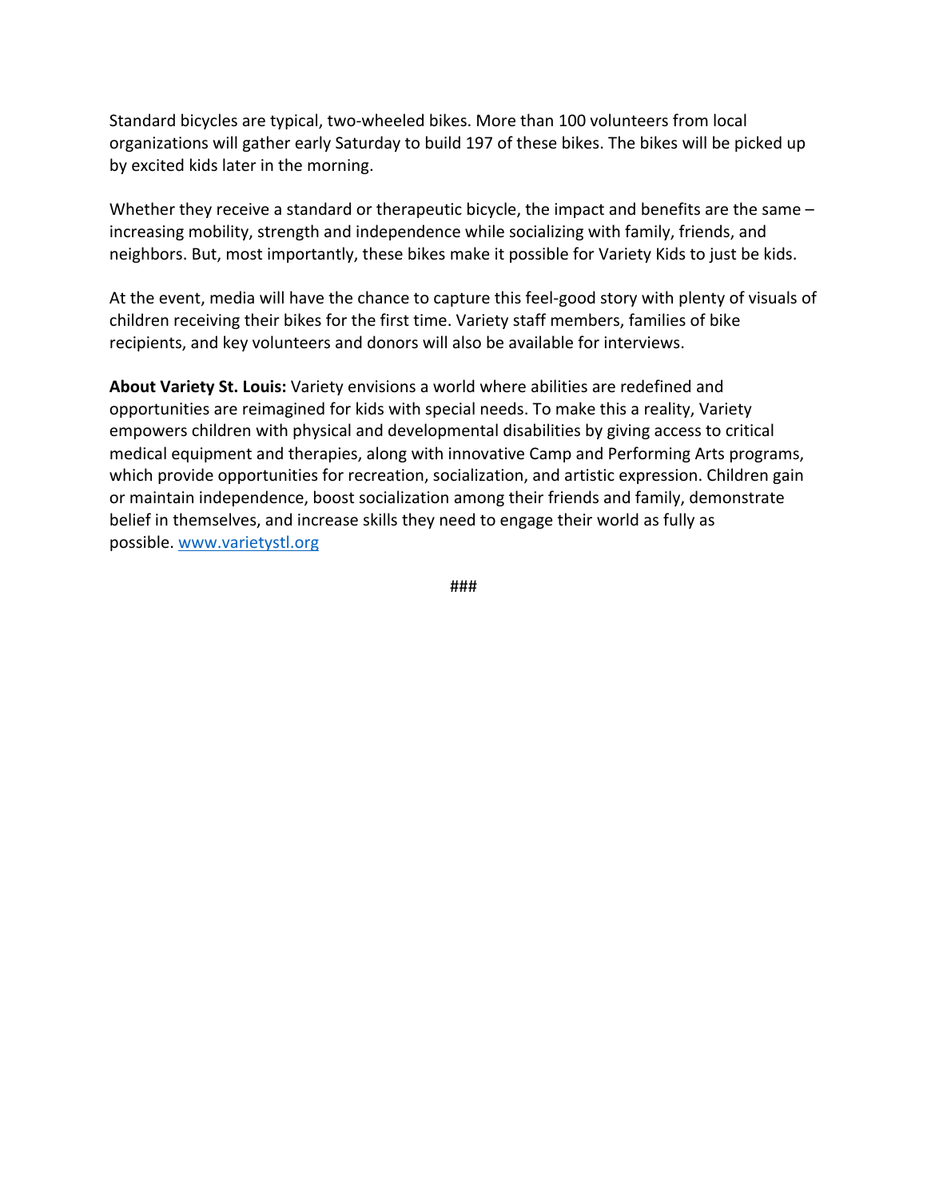Standard bicycles are typical, two-wheeled bikes. More than 100 volunteers from local organizations will gather early Saturday to build 197 of these bikes. The bikes will be picked up by excited kids later in the morning.

Whether they receive a standard or therapeutic bicycle, the impact and benefits are the same – increasing mobility, strength and independence while socializing with family, friends, and neighbors. But, most importantly, these bikes make it possible for Variety Kids to just be kids.

At the event, media will have the chance to capture this feel-good story with plenty of visuals of children receiving their bikes for the first time. Variety staff members, families of bike recipients, and key volunteers and donors will also be available for interviews.

**About Variety St. Louis:** Variety envisions a world where abilities are redefined and opportunities are reimagined for kids with special needs. To make this a reality, Variety empowers children with physical and developmental disabilities by giving access to critical medical equipment and therapies, along with innovative Camp and Performing Arts programs, which provide opportunities for recreation, socialization, and artistic expression. Children gain or maintain independence, boost socialization among their friends and family, demonstrate belief in themselves, and increase skills they need to engage their world as fully as possible. [www.varietystl.org](http://www.varietystl.org)

###